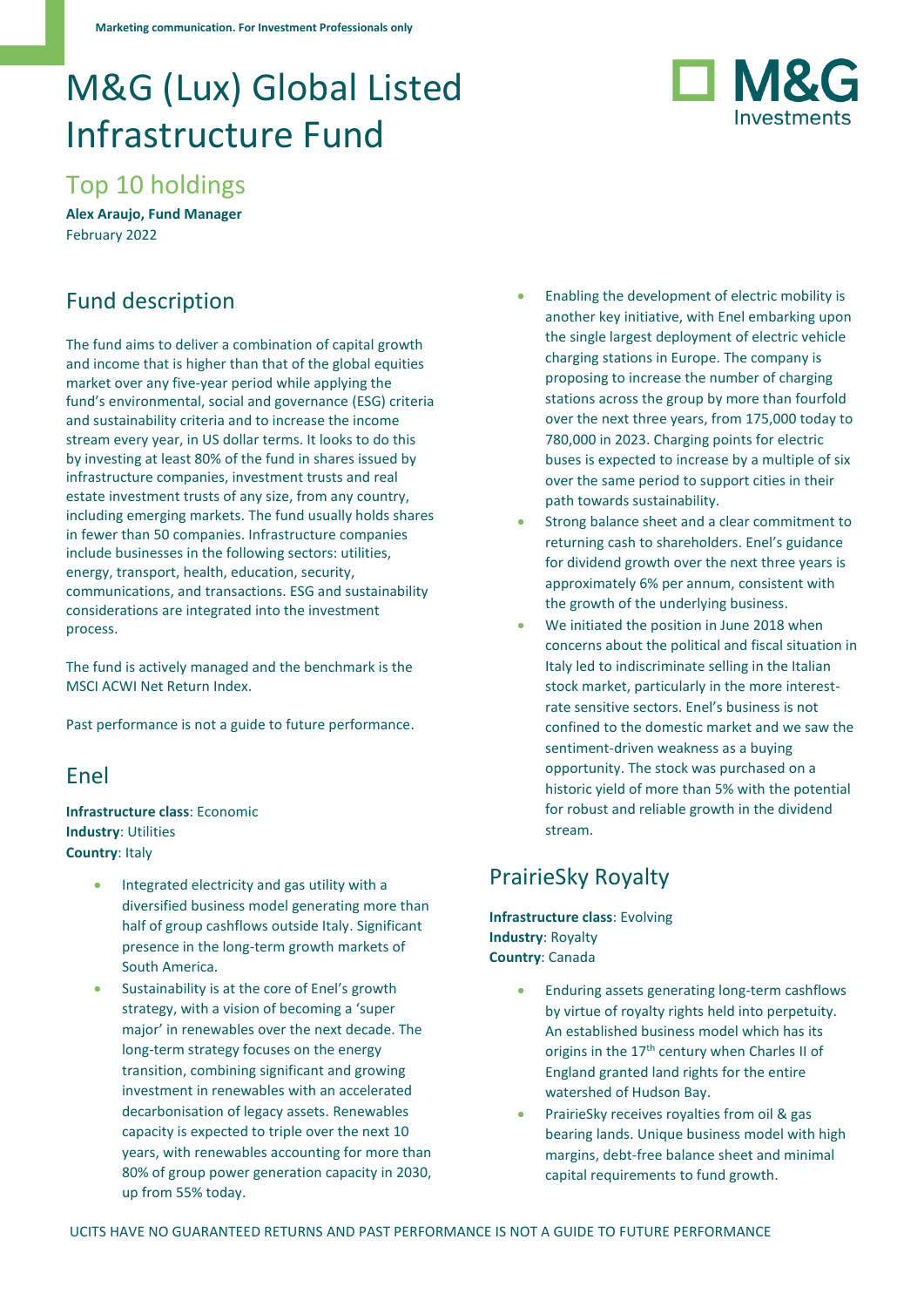Marketing communication. For Investment Professionals only

# M&G (Lux) Global Listed Infrastructure Fund

## Top 10 holdings

**Alex Araujo, Fund Manager**
February 2022

## Fund description

The fund aims to deliver a combination of capital growth and income that is higher than that of the global equities market over any five-year period while applying the fund's environmental, social and governance (ESG) criteria and sustainability criteria and to increase the income stream every year, in US dollar terms. It looks to do this by investing at least 80% of the fund in shares issued by infrastructure companies, investment trusts and real estate investment trusts of any size, from any country, including emerging markets. The fund usually holds shares in fewer than 50 companies. Infrastructure companies include businesses in the following sectors: utilities, energy, transport, health, education, security, communications, and transactions. ESG and sustainability considerations are integrated into the investment process.

The fund is actively managed and the benchmark is the MSCI ACWI Net Return Index.

Past performance is not a guide to future performance.

## Enel

**Infrastructure class**: Economic
**Industry**: Utilities
**Country**: Italy

- Integrated electricity and gas utility with a diversified business model generating more than half of group cashflows outside Italy. Significant presence in the long-term growth markets of South America.
- Sustainability is at the core of Enel's growth strategy, with a vision of becoming a 'super major' in renewables over the next decade. The long-term strategy focuses on the energy transition, combining significant and growing investment in renewables with an accelerated decarbonisation of legacy assets. Renewables capacity is expected to triple over the next 10 years, with renewables accounting for more than 80% of group power generation capacity in 2030, up from 55% today.
- Enabling the development of electric mobility is another key initiative, with Enel embarking upon the single largest deployment of electric vehicle charging stations in Europe. The company is proposing to increase the number of charging stations across the group by more than fourfold over the next three years, from 175,000 today to 780,000 in 2023. Charging points for electric buses is expected to increase by a multiple of six over the same period to support cities in their path towards sustainability.
- Strong balance sheet and a clear commitment to returning cash to shareholders. Enel's guidance for dividend growth over the next three years is approximately 6% per annum, consistent with the growth of the underlying business.
- We initiated the position in June 2018 when concerns about the political and fiscal situation in Italy led to indiscriminate selling in the Italian stock market, particularly in the more interest-rate sensitive sectors. Enel's business is not confined to the domestic market and we saw the sentiment-driven weakness as a buying opportunity. The stock was purchased on a historic yield of more than 5% with the potential for robust and reliable growth in the dividend stream.

## PrairieSky Royalty

**Infrastructure class**: Evolving
**Industry**: Royalty
**Country**: Canada

- Enduring assets generating long-term cashflows by virtue of royalty rights held into perpetuity. An established business model which has its origins in the 17th century when Charles II of England granted land rights for the entire watershed of Hudson Bay.
- PrairieSky receives royalties from oil & gas bearing lands. Unique business model with high margins, debt-free balance sheet and minimal capital requirements to fund growth.

UCITS HAVE NO GUARANTEED RETURNS AND PAST PERFORMANCE IS NOT A GUIDE TO FUTURE PERFORMANCE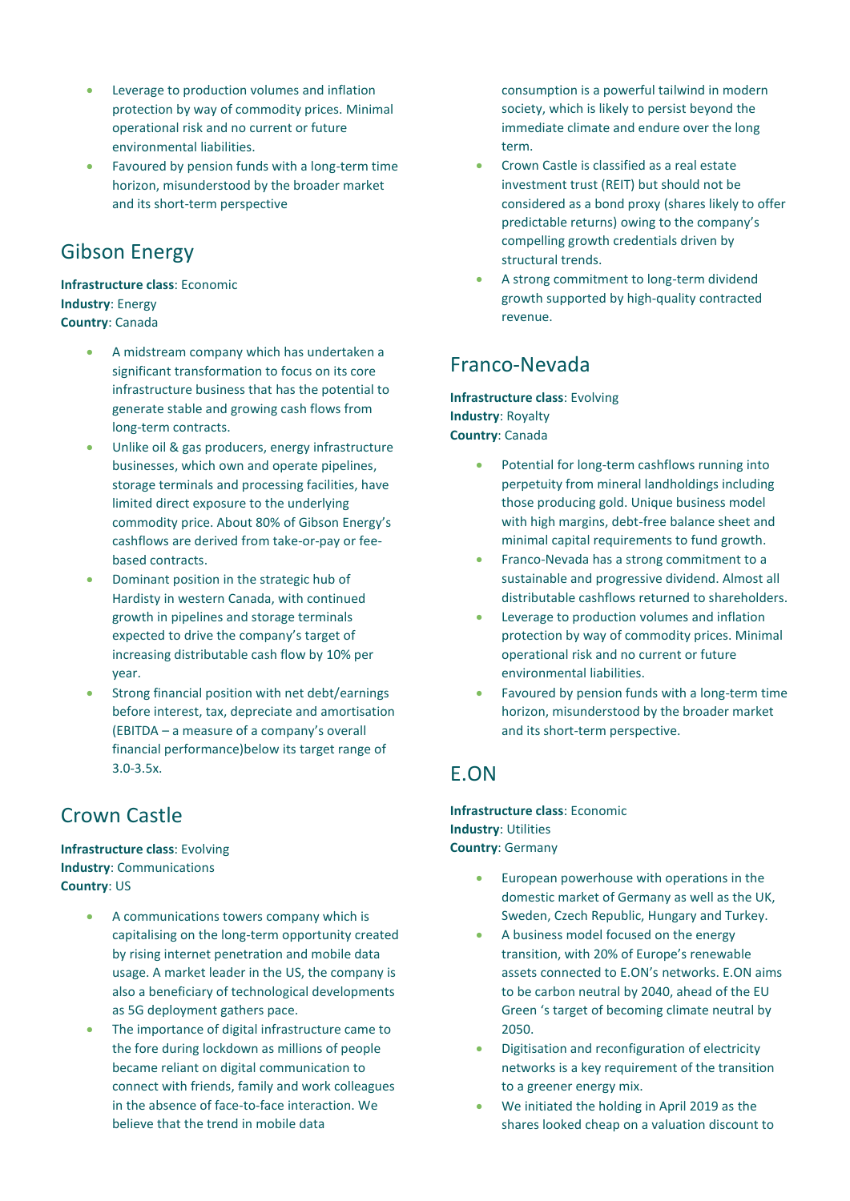- Leverage to production volumes and inflation protection by way of commodity prices. Minimal operational risk and no current or future environmental liabilities.
- Favoured by pension funds with a long-term time horizon, misunderstood by the broader market and its short-term perspective

## Gibson Energy

**Infrastructure class**: Economic
**Industry**: Energy
**Country**: Canada

- A midstream company which has undertaken a significant transformation to focus on its core infrastructure business that has the potential to generate stable and growing cash flows from long-term contracts.
- Unlike oil & gas producers, energy infrastructure businesses, which own and operate pipelines, storage terminals and processing facilities, have limited direct exposure to the underlying commodity price. About 80% of Gibson Energy's cashflows are derived from take-or-pay or fee-based contracts.
- Dominant position in the strategic hub of Hardisty in western Canada, with continued growth in pipelines and storage terminals expected to drive the company's target of increasing distributable cash flow by 10% per year.
- Strong financial position with net debt/earnings before interest, tax, depreciate and amortisation (EBITDA – a measure of a company's overall financial performance)below its target range of 3.0-3.5x.

## Crown Castle

**Infrastructure class**: Evolving
**Industry**: Communications
**Country**: US

- A communications towers company which is capitalising on the long-term opportunity created by rising internet penetration and mobile data usage. A market leader in the US, the company is also a beneficiary of technological developments as 5G deployment gathers pace.
- The importance of digital infrastructure came to the fore during lockdown as millions of people became reliant on digital communication to connect with friends, family and work colleagues in the absence of face-to-face interaction. We believe that the trend in mobile data consumption is a powerful tailwind in modern society, which is likely to persist beyond the immediate climate and endure over the long term.
- Crown Castle is classified as a real estate investment trust (REIT) but should not be considered as a bond proxy (shares likely to offer predictable returns) owing to the company's compelling growth credentials driven by structural trends.
- A strong commitment to long-term dividend growth supported by high-quality contracted revenue.

## Franco-Nevada

**Infrastructure class**: Evolving
**Industry**: Royalty
**Country**: Canada

- Potential for long-term cashflows running into perpetuity from mineral landholdings including those producing gold. Unique business model with high margins, debt-free balance sheet and minimal capital requirements to fund growth.
- Franco-Nevada has a strong commitment to a sustainable and progressive dividend. Almost all distributable cashflows returned to shareholders.
- Leverage to production volumes and inflation protection by way of commodity prices. Minimal operational risk and no current or future environmental liabilities.
- Favoured by pension funds with a long-term time horizon, misunderstood by the broader market and its short-term perspective.

## E.ON

**Infrastructure class**: Economic
**Industry**: Utilities
**Country**: Germany

- European powerhouse with operations in the domestic market of Germany as well as the UK, Sweden, Czech Republic, Hungary and Turkey.
- A business model focused on the energy transition, with 20% of Europe's renewable assets connected to E.ON's networks. E.ON aims to be carbon neutral by 2040, ahead of the EU Green 's target of becoming climate neutral by 2050.
- Digitisation and reconfiguration of electricity networks is a key requirement of the transition to a greener energy mix.
- We initiated the holding in April 2019 as the shares looked cheap on a valuation discount to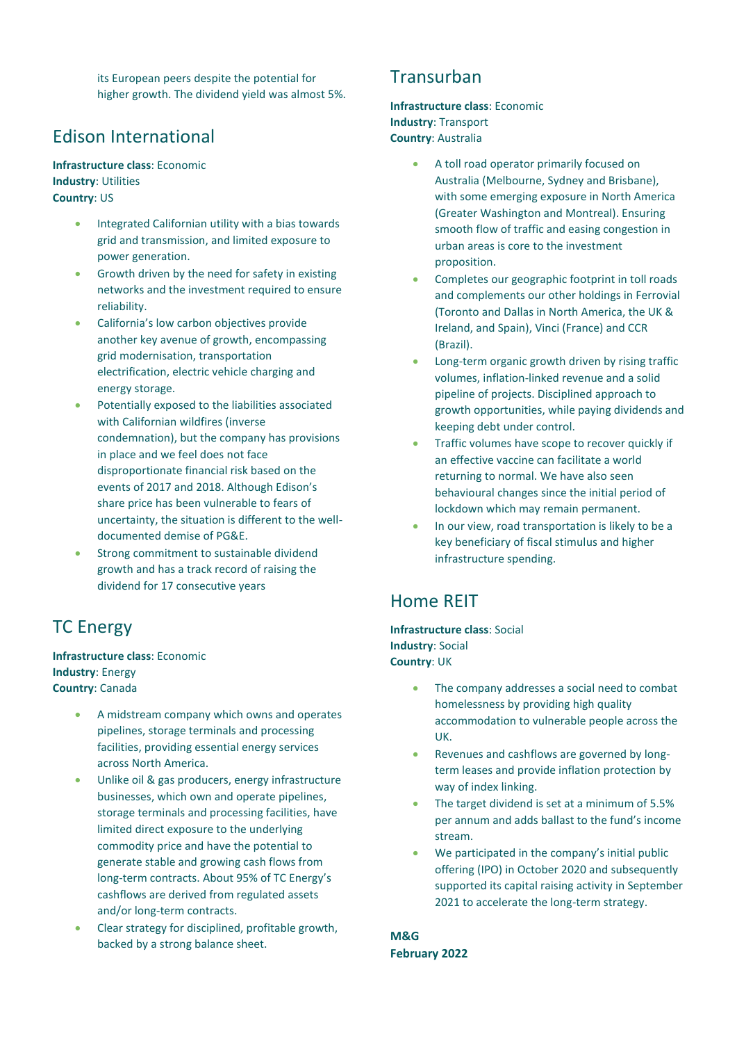its European peers despite the potential for higher growth. The dividend yield was almost 5%.

## Edison International

**Infrastructure class**: Economic
**Industry**: Utilities
**Country**: US

- Integrated Californian utility with a bias towards grid and transmission, and limited exposure to power generation.
- Growth driven by the need for safety in existing networks and the investment required to ensure reliability.
- California's low carbon objectives provide another key avenue of growth, encompassing grid modernisation, transportation electrification, electric vehicle charging and energy storage.
- Potentially exposed to the liabilities associated with Californian wildfires (inverse condemnation), but the company has provisions in place and we feel does not face disproportionate financial risk based on the events of 2017 and 2018. Although Edison's share price has been vulnerable to fears of uncertainty, the situation is different to the well-documented demise of PG&E.
- Strong commitment to sustainable dividend growth and has a track record of raising the dividend for 17 consecutive years

## TC Energy

**Infrastructure class**: Economic
**Industry**: Energy
**Country**: Canada

- A midstream company which owns and operates pipelines, storage terminals and processing facilities, providing essential energy services across North America.
- Unlike oil & gas producers, energy infrastructure businesses, which own and operate pipelines, storage terminals and processing facilities, have limited direct exposure to the underlying commodity price and have the potential to generate stable and growing cash flows from long-term contracts. About 95% of TC Energy's cashflows are derived from regulated assets and/or long-term contracts.
- Clear strategy for disciplined, profitable growth, backed by a strong balance sheet.

## Transurban

**Infrastructure class**: Economic
**Industry**: Transport
**Country**: Australia

- A toll road operator primarily focused on Australia (Melbourne, Sydney and Brisbane), with some emerging exposure in North America (Greater Washington and Montreal). Ensuring smooth flow of traffic and easing congestion in urban areas is core to the investment proposition.
- Completes our geographic footprint in toll roads and complements our other holdings in Ferrovial (Toronto and Dallas in North America, the UK & Ireland, and Spain), Vinci (France) and CCR (Brazil).
- Long-term organic growth driven by rising traffic volumes, inflation-linked revenue and a solid pipeline of projects. Disciplined approach to growth opportunities, while paying dividends and keeping debt under control.
- Traffic volumes have scope to recover quickly if an effective vaccine can facilitate a world returning to normal. We have also seen behavioural changes since the initial period of lockdown which may remain permanent.
- In our view, road transportation is likely to be a key beneficiary of fiscal stimulus and higher infrastructure spending.

## Home REIT

**Infrastructure class**: Social
**Industry**: Social
**Country**: UK

- The company addresses a social need to combat homelessness by providing high quality accommodation to vulnerable people across the UK.
- Revenues and cashflows are governed by long-term leases and provide inflation protection by way of index linking.
- The target dividend is set at a minimum of 5.5% per annum and adds ballast to the fund's income stream.
- We participated in the company's initial public offering (IPO) in October 2020 and subsequently supported its capital raising activity in September 2021 to accelerate the long-term strategy.

**M&G**
**February 2022**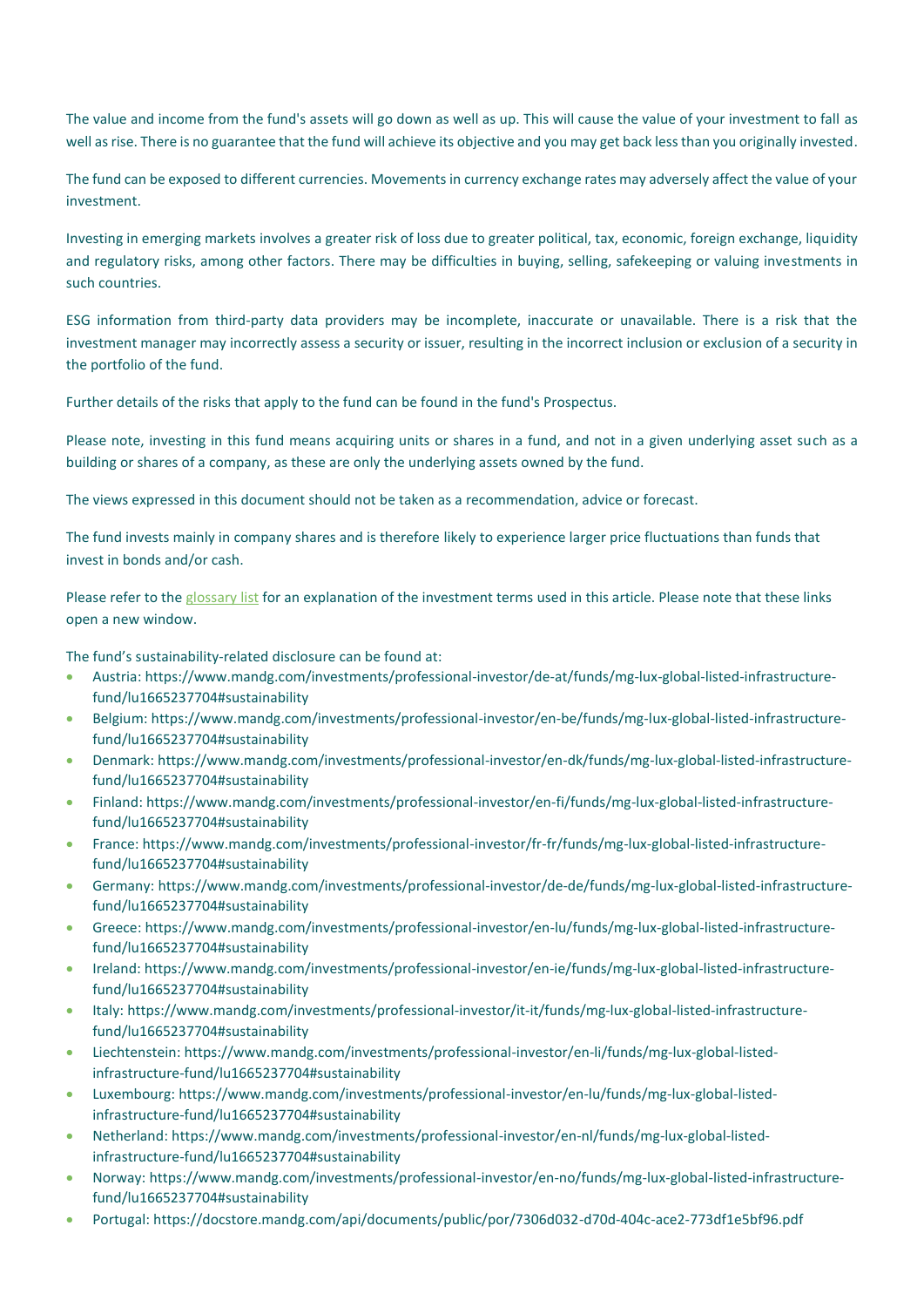The value and income from the fund's assets will go down as well as up. This will cause the value of your investment to fall as well as rise. There is no guarantee that the fund will achieve its objective and you may get back less than you originally invested.

The fund can be exposed to different currencies. Movements in currency exchange rates may adversely affect the value of your investment.

Investing in emerging markets involves a greater risk of loss due to greater political, tax, economic, foreign exchange, liquidity and regulatory risks, among other factors. There may be difficulties in buying, selling, safekeeping or valuing investments in such countries.

ESG information from third-party data providers may be incomplete, inaccurate or unavailable. There is a risk that the investment manager may incorrectly assess a security or issuer, resulting in the incorrect inclusion or exclusion of a security in the portfolio of the fund.

Further details of the risks that apply to the fund can be found in the fund's Prospectus.

Please note, investing in this fund means acquiring units or shares in a fund, and not in a given underlying asset such as a building or shares of a company, as these are only the underlying assets owned by the fund.

The views expressed in this document should not be taken as a recommendation, advice or forecast.

The fund invests mainly in company shares and is therefore likely to experience larger price fluctuations than funds that invest in bonds and/or cash.

Please refer to the glossary list for an explanation of the investment terms used in this article. Please note that these links open a new window.

The fund's sustainability-related disclosure can be found at:

- Austria: https://www.mandg.com/investments/professional-investor/de-at/funds/mg-lux-global-listed-infrastructure-fund/lu1665237704#sustainability
- Belgium: https://www.mandg.com/investments/professional-investor/en-be/funds/mg-lux-global-listed-infrastructure-fund/lu1665237704#sustainability
- Denmark: https://www.mandg.com/investments/professional-investor/en-dk/funds/mg-lux-global-listed-infrastructure-fund/lu1665237704#sustainability
- Finland: https://www.mandg.com/investments/professional-investor/en-fi/funds/mg-lux-global-listed-infrastructure-fund/lu1665237704#sustainability
- France: https://www.mandg.com/investments/professional-investor/fr-fr/funds/mg-lux-global-listed-infrastructure-fund/lu1665237704#sustainability
- Germany: https://www.mandg.com/investments/professional-investor/de-de/funds/mg-lux-global-listed-infrastructure-fund/lu1665237704#sustainability
- Greece: https://www.mandg.com/investments/professional-investor/en-lu/funds/mg-lux-global-listed-infrastructure-fund/lu1665237704#sustainability
- Ireland: https://www.mandg.com/investments/professional-investor/en-ie/funds/mg-lux-global-listed-infrastructure-fund/lu1665237704#sustainability
- Italy: https://www.mandg.com/investments/professional-investor/it-it/funds/mg-lux-global-listed-infrastructure-fund/lu1665237704#sustainability
- Liechtenstein: https://www.mandg.com/investments/professional-investor/en-li/funds/mg-lux-global-listed-infrastructure-fund/lu1665237704#sustainability
- Luxembourg: https://www.mandg.com/investments/professional-investor/en-lu/funds/mg-lux-global-listed-infrastructure-fund/lu1665237704#sustainability
- Netherland: https://www.mandg.com/investments/professional-investor/en-nl/funds/mg-lux-global-listed-infrastructure-fund/lu1665237704#sustainability
- Norway: https://www.mandg.com/investments/professional-investor/en-no/funds/mg-lux-global-listed-infrastructure-fund/lu1665237704#sustainability
- Portugal: https://docstore.mandg.com/api/documents/public/por/7306d032-d70d-404c-ace2-773df1e5bf96.pdf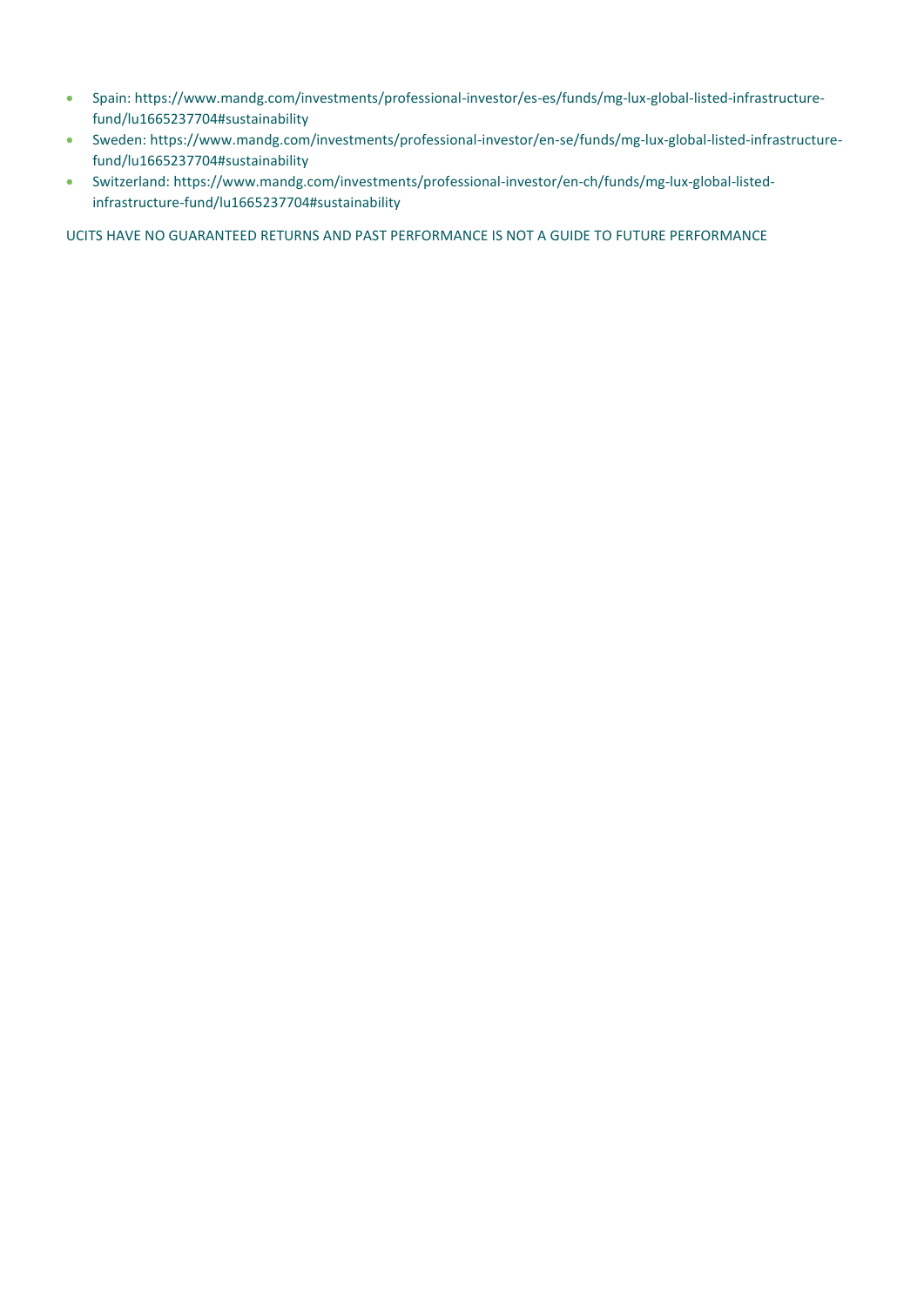- Spain: https://www.mandg.com/investments/professional-investor/es-es/funds/mg-lux-global-listed-infrastructure-fund/lu1665237704#sustainability
- Sweden: https://www.mandg.com/investments/professional-investor/en-se/funds/mg-lux-global-listed-infrastructure-fund/lu1665237704#sustainability
- Switzerland: https://www.mandg.com/investments/professional-investor/en-ch/funds/mg-lux-global-listed-infrastructure-fund/lu1665237704#sustainability

UCITS HAVE NO GUARANTEED RETURNS AND PAST PERFORMANCE IS NOT A GUIDE TO FUTURE PERFORMANCE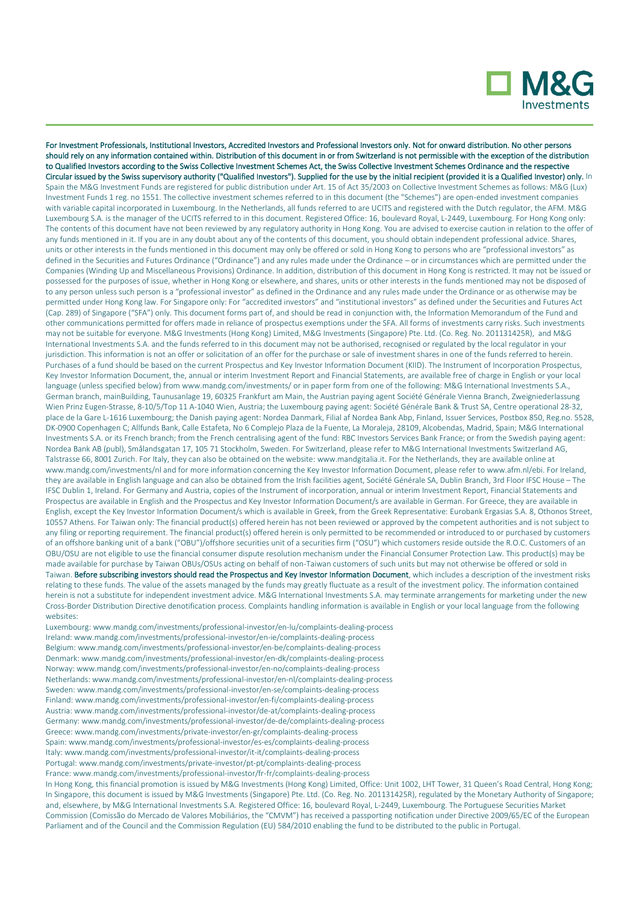**For Investment Professionals, Institutional Investors, Accredited Investors and Professional Investors only. Not for onward distribution. No other persons should rely on any information contained within. Distribution of this document in or from Switzerland is not permissible with the exception of the distribution to Qualified Investors according to the Swiss Collective Investment Schemes Act, the Swiss Collective Investment Schemes Ordinance and the respective Circular issued by the Swiss supervisory authority ("Qualified Investors"). Supplied for the use by the initial recipient (provided it is a Qualified Investor) only.** In Spain the M&G Investment Funds are registered for public distribution under Art. 15 of Act 35/2003 on Collective Investment Schemes as follows: M&G (Lux) Investment Funds 1 reg. no 1551. The collective investment schemes referred to in this document (the "Schemes") are open-ended investment companies with variable capital incorporated in Luxembourg. In the Netherlands, all funds referred to are UCITS and registered with the Dutch regulator, the AFM. M&G Luxembourg S.A. is the manager of the UCITS referred to in this document. Registered Office: 16, boulevard Royal, L-2449, Luxembourg. For Hong Kong only: The contents of this document have not been reviewed by any regulatory authority in Hong Kong. You are advised to exercise caution in relation to the offer of any funds mentioned in it. If you are in any doubt about any of the contents of this document, you should obtain independent professional advice. Shares, units or other interests in the funds mentioned in this document may only be offered or sold in Hong Kong to persons who are "professional investors" as defined in the Securities and Futures Ordinance ("Ordinance") and any rules made under the Ordinance – or in circumstances which are permitted under the Companies (Winding Up and Miscellaneous Provisions) Ordinance. In addition, distribution of this document in Hong Kong is restricted. It may not be issued or possessed for the purposes of issue, whether in Hong Kong or elsewhere, and shares, units or other interests in the funds mentioned may not be disposed of to any person unless such person is a "professional investor" as defined in the Ordinance and any rules made under the Ordinance or as otherwise may be permitted under Hong Kong law. For Singapore only: For "accredited investors" and "institutional investors" as defined under the Securities and Futures Act (Cap. 289) of Singapore ("SFA") only. This document forms part of, and should be read in conjunction with, the Information Memorandum of the Fund and other communications permitted for offers made in reliance of prospectus exemptions under the SFA. All forms of investments carry risks. Such investments may not be suitable for everyone. M&G Investments (Hong Kong) Limited, M&G Investments (Singapore) Pte. Ltd. (Co. Reg. No. 201131425R), and M&G International Investments S.A. and the funds referred to in this document may not be authorised, recognised or regulated by the local regulator in your jurisdiction. This information is not an offer or solicitation of an offer for the purchase or sale of investment shares in one of the funds referred to herein. Purchases of a fund should be based on the current Prospectus and Key Investor Information Document (KIID). The Instrument of Incorporation Prospectus, Key Investor Information Document, the, annual or interim Investment Report and Financial Statements, are available free of charge in English or your local language (unless specified below) from www.mandg.com/investments/ or in paper form from one of the following: M&G International Investments S.A., German branch, mainBuilding, Taunusanlage 19, 60325 Frankfurt am Main, the Austrian paying agent Société Générale Vienna Branch, Zweigniederlassung Wien Prinz Eugen-Strasse, 8-10/5/Top 11 A-1040 Wien, Austria; the Luxembourg paying agent: Société Générale Bank & Trust SA, Centre operational 28-32, place de la Gare L-1616 Luxembourg; the Danish paying agent: Nordea Danmark, Filial af Nordea Bank Abp, Finland, Issuer Services, Postbox 850, Reg.no. 5528, DK-0900 Copenhagen C; Allfunds Bank, Calle Estafeta, No 6 Complejo Plaza de la Fuente, La Moraleja, 28109, Alcobendas, Madrid, Spain; M&G International Investments S.A. or its French branch; from the French centralising agent of the fund: RBC Investors Services Bank France; or from the Swedish paying agent: Nordea Bank AB (publ), Smålandsgatan 17, 105 71 Stockholm, Sweden. For Switzerland, please refer to M&G International Investments Switzerland AG, Talstrasse 66, 8001 Zurich. For Italy, they can also be obtained on the website: www.mandgitalia.it. For the Netherlands, they are available online at www.mandg.com/investments/nl and for more information concerning the Key Investor Information Document, please refer to www.afm.nl/ebi. For Ireland, they are available in English language and can also be obtained from the Irish facilities agent, Société Générale SA, Dublin Branch, 3rd Floor IFSC House – The IFSC Dublin 1, Ireland. For Germany and Austria, copies of the Instrument of incorporation, annual or interim Investment Report, Financial Statements and Prospectus are available in English and the Prospectus and Key Investor Information Document/s are available in German. For Greece, they are available in English, except the Key Investor Information Document/s which is available in Greek, from the Greek Representative: Eurobank Ergasias S.A. 8, Othonos Street, 10557 Athens. For Taiwan only: The financial product(s) offered herein has not been reviewed or approved by the competent authorities and is not subject to any filing or reporting requirement. The financial product(s) offered herein is only permitted to be recommended or introduced to or purchased by customers of an offshore banking unit of a bank ("OBU")/offshore securities unit of a securities firm ("OSU") which customers reside outside the R.O.C. Customers of an OBU/OSU are not eligible to use the financial consumer dispute resolution mechanism under the Financial Consumer Protection Law. This product(s) may be made available for purchase by Taiwan OBUs/OSUs acting on behalf of non-Taiwan customers of such units but may not otherwise be offered or sold in Taiwan. **Before subscribing investors should read the Prospectus and Key Investor Information Document**, which includes a description of the investment risks relating to these funds. The value of the assets managed by the funds may greatly fluctuate as a result of the investment policy. The information contained herein is not a substitute for independent investment advice. M&G International Investments S.A. may terminate arrangements for marketing under the new Cross-Border Distribution Directive denotification process. Complaints handling information is available in English or your local language from the following websites:

Luxembourg: www.mandg.com/investments/professional-investor/en-lu/complaints-dealing-process
Ireland: www.mandg.com/investments/professional-investor/en-ie/complaints-dealing-process
Belgium: www.mandg.com/investments/professional-investor/en-be/complaints-dealing-process
Denmark: www.mandg.com/investments/professional-investor/en-dk/complaints-dealing-process
Norway: www.mandg.com/investments/professional-investor/en-no/complaints-dealing-process
Netherlands: www.mandg.com/investments/professional-investor/en-nl/complaints-dealing-process
Sweden: www.mandg.com/investments/professional-investor/en-se/complaints-dealing-process
Finland: www.mandg.com/investments/professional-investor/en-fi/complaints-dealing-process
Austria: www.mandg.com/investments/professional-investor/de-at/complaints-dealing-process
Germany: www.mandg.com/investments/professional-investor/de-de/complaints-dealing-process
Greece: www.mandg.com/investments/private-investor/en-gr/complaints-dealing-process
Spain: www.mandg.com/investments/professional-investor/es-es/complaints-dealing-process
Italy: www.mandg.com/investments/professional-investor/it-it/complaints-dealing-process
Portugal: www.mandg.com/investments/private-investor/pt-pt/complaints-dealing-process
France: www.mandg.com/investments/professional-investor/fr-fr/complaints-dealing-process

In Hong Kong, this financial promotion is issued by M&G Investments (Hong Kong) Limited, Office: Unit 1002, LHT Tower, 31 Queen's Road Central, Hong Kong; In Singapore, this document is issued by M&G Investments (Singapore) Pte. Ltd. (Co. Reg. No. 201131425R), regulated by the Monetary Authority of Singapore; and, elsewhere, by M&G International Investments S.A. Registered Office: 16, boulevard Royal, L-2449, Luxembourg. The Portuguese Securities Market Commission (Comissão do Mercado de Valores Mobiliários, the "CMVM") has received a passporting notification under Directive 2009/65/EC of the European Parliament and of the Council and the Commission Regulation (EU) 584/2010 enabling the fund to be distributed to the public in Portugal.